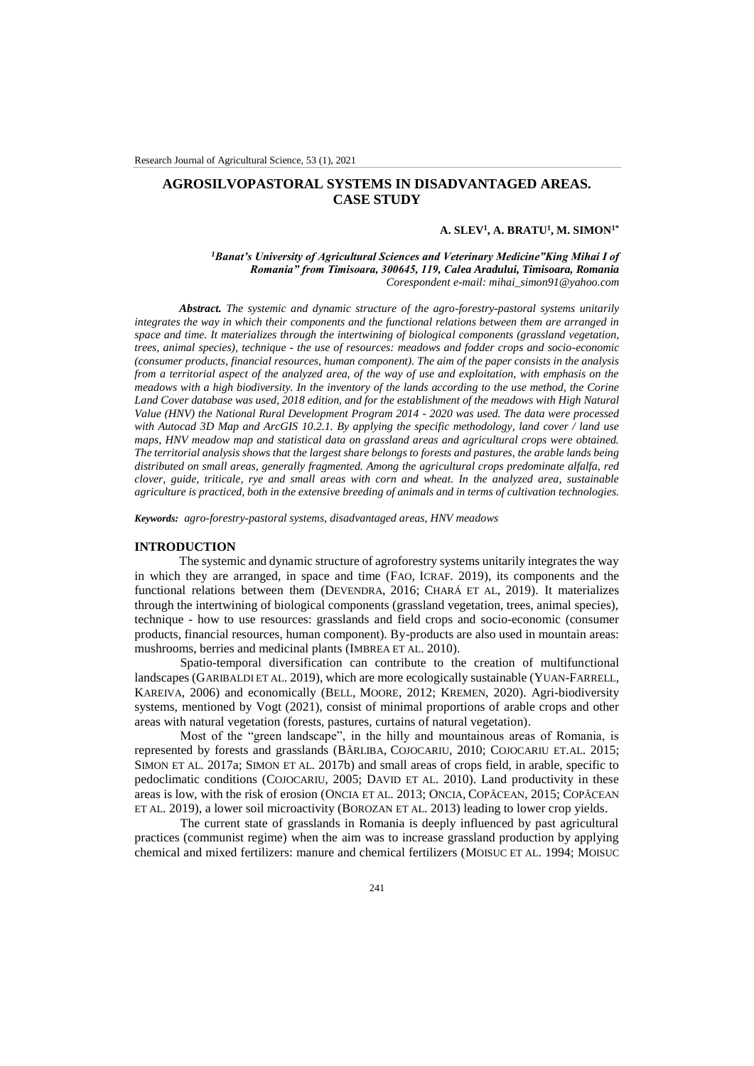# AGROSILVOPASTORAL SYSTEMS IN DISADVANTAGED AREAS. CASE STUDY

**A. SLEV[1], A. BRATU[1], M. SIMON[1*]**

*[1]Banat's University of Agricultural Sciences and Veterinary Medicine"King Mihai I of Romania" from Timisoara, 300645, 119, Calea Aradului, Timisoara, Romania*
*Corespondent e-mail: mihai_simon91@yahoo.com*

***Abstract.*** *The systemic and dynamic structure of the agro-forestry-pastoral systems unitarily integrates the way in which their components and the functional relations between them are arranged in space and time. It materializes through the intertwining of biological components (grassland vegetation, trees, animal species), technique - the use of resources: meadows and fodder crops and socio-economic (consumer products, financial resources, human component). The aim of the paper consists in the analysis from a territorial aspect of the analyzed area, of the way of use and exploitation, with emphasis on the meadows with a high biodiversity. In the inventory of the lands according to the use method, the Corine Land Cover database was used, 2018 edition, and for the establishment of the meadows with High Natural Value (HNV) the National Rural Development Program 2014 - 2020 was used. The data were processed with Autocad 3D Map and ArcGIS 10.2.1. By applying the specific methodology, land cover / land use maps, HNV meadow map and statistical data on grassland areas and agricultural crops were obtained. The territorial analysis shows that the largest share belongs to forests and pastures, the arable lands being distributed on small areas, generally fragmented. Among the agricultural crops predominate alfalfa, red clover, guide, triticale, rye and small areas with corn and wheat. In the analyzed area, sustainable agriculture is practiced, both in the extensive breeding of animals and in terms of cultivation technologies.*

***Keywords:*** *agro-forestry-pastoral systems, disadvantaged areas, HNV meadows*

## INTRODUCTION

The systemic and dynamic structure of agroforestry systems unitarily integrates the way in which they are arranged, in space and time (FAO, ICRAF. 2019), its components and the functional relations between them (DEVENDRA, 2016; CHARÁ ET AL, 2019). It materializes through the intertwining of biological components (grassland vegetation, trees, animal species), technique - how to use resources: grasslands and field crops and socio-economic (consumer products, financial resources, human component). By-products are also used in mountain areas: mushrooms, berries and medicinal plants (IMBREA ET AL. 2010).

Spatio-temporal diversification can contribute to the creation of multifunctional landscapes (GARIBALDI ET AL. 2019), which are more ecologically sustainable (YUAN-FARRELL, KAREIVA, 2006) and economically (BELL, MOORE, 2012; KREMEN, 2020). Agri-biodiversity systems, mentioned by Vogt (2021), consist of minimal proportions of arable crops and other areas with natural vegetation (forests, pastures, curtains of natural vegetation).

Most of the "green landscape", in the hilly and mountainous areas of Romania, is represented by forests and grasslands (BÂRLIBA, COJOCARIU, 2010; COJOCARIU ET.AL. 2015; SIMON ET AL. 2017a; SIMON ET AL. 2017b) and small areas of crops field, in arable, specific to pedoclimatic conditions (COJOCARIU, 2005; DAVID ET AL. 2010). Land productivity in these areas is low, with the risk of erosion (ONCIA ET AL. 2013; ONCIA, COPĂCEAN, 2015; COPĂCEAN ET AL. 2019), a lower soil microactivity (BOROZAN ET AL. 2013) leading to lower crop yields.

The current state of grasslands in Romania is deeply influenced by past agricultural practices (communist regime) when the aim was to increase grassland production by applying chemical and mixed fertilizers: manure and chemical fertilizers (MOISUC ET AL. 1994; MOISUC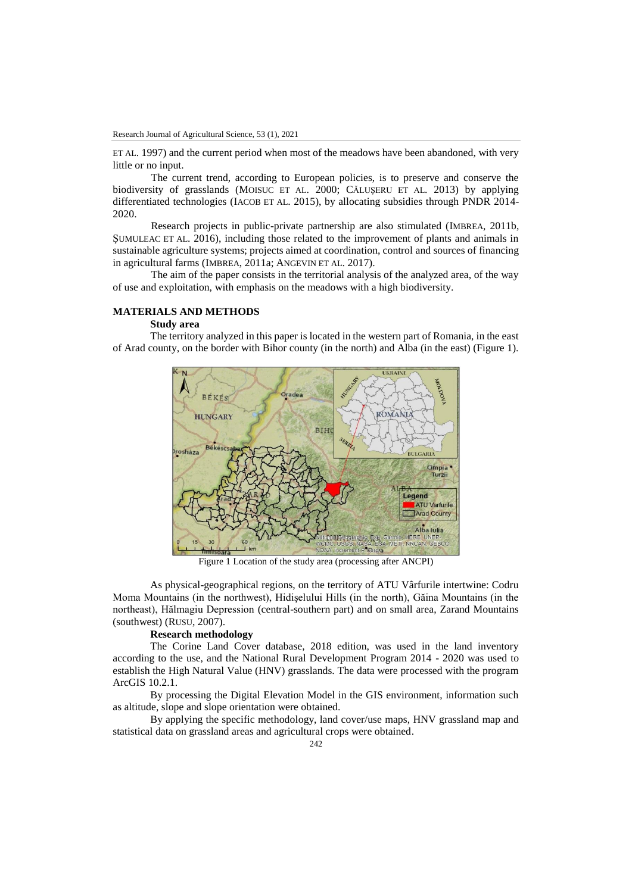ET AL. 1997) and the current period when most of the meadows have been abandoned, with very little or no input.

The current trend, according to European policies, is to preserve and conserve the biodiversity of grasslands (MOISUC ET AL. 2000; CĂLUȘERU ET AL. 2013) by applying differentiated technologies (IACOB ET AL. 2015), by allocating subsidies through PNDR 2014-2020.

Research projects in public-private partnership are also stimulated (IMBREA, 2011b, ȘUMULEAC ET AL. 2016), including those related to the improvement of plants and animals in sustainable agriculture systems; projects aimed at coordination, control and sources of financing in agricultural farms (IMBREA, 2011a; ANGEVIN ET AL. 2017).

The aim of the paper consists in the territorial analysis of the analyzed area, of the way of use and exploitation, with emphasis on the meadows with a high biodiversity.

## MATERIALS AND METHODS

### Study area

The territory analyzed in this paper is located in the western part of Romania, in the east of Arad county, on the border with Bihor county (in the north) and Alba (in the east) (Figure 1).

Figure 1 Location of the study area (processing after ANCPI)

As physical-geographical regions, on the territory of ATU Vârfurile intertwine: Codru Moma Mountains (in the northwest), Hidișelului Hills (in the north), Găina Mountains (in the northeast), Hălmagiu Depression (central-southern part) and on small area, Zarand Mountains (southwest) (RUSU, 2007).

### Research methodology

The Corine Land Cover database, 2018 edition, was used in the land inventory according to the use, and the National Rural Development Program 2014 - 2020 was used to establish the High Natural Value (HNV) grasslands. The data were processed with the program ArcGIS 10.2.1.

By processing the Digital Elevation Model in the GIS environment, information such as altitude, slope and slope orientation were obtained.

By applying the specific methodology, land cover/use maps, HNV grassland map and statistical data on grassland areas and agricultural crops were obtained.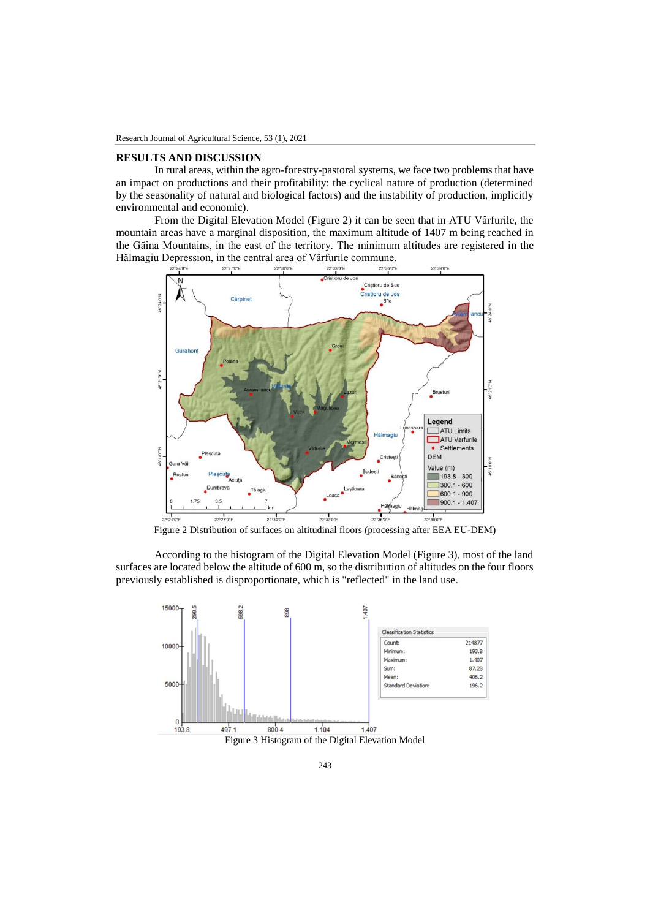## RESULTS AND DISCUSSION

In rural areas, within the agro-forestry-pastoral systems, we face two problems that have an impact on productions and their profitability: the cyclical nature of production (determined by the seasonality of natural and biological factors) and the instability of production, implicitly environmental and economic).

From the Digital Elevation Model (Figure 2) it can be seen that in ATU Vârfurile, the mountain areas have a marginal disposition, the maximum altitude of 1407 m being reached in the Găina Mountains, in the east of the territory. The minimum altitudes are registered in the Hălmagiu Depression, in the central area of Vârfurile commune.

Figure 2 Distribution of surfaces on altitudinal floors (processing after EEA EU-DEM)

According to the histogram of the Digital Elevation Model (Figure 3), most of the land surfaces are located below the altitude of 600 m, so the distribution of altitudes on the four floors previously established is disproportionate, which is "reflected" in the land use.

Figure 3 Histogram of the Digital Elevation Model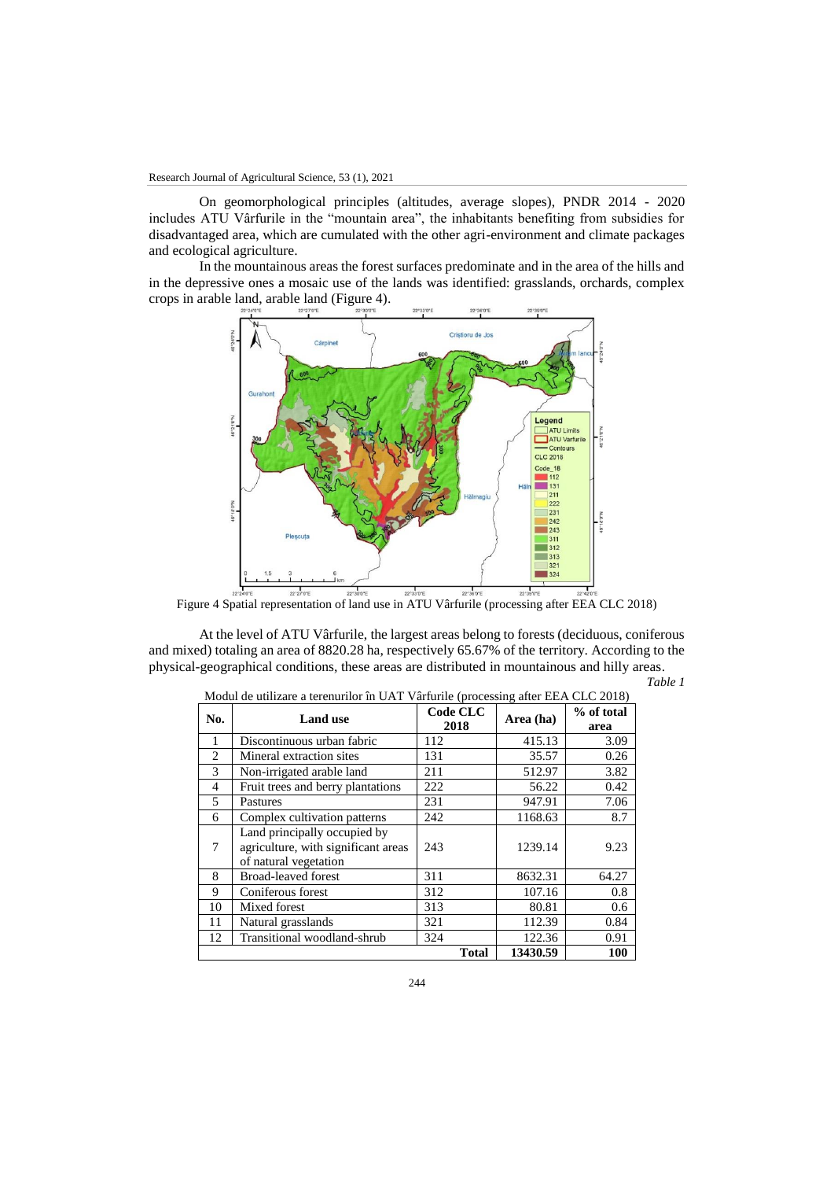On geomorphological principles (altitudes, average slopes), PNDR 2014 - 2020 includes ATU Vârfurile in the "mountain area", the inhabitants benefiting from subsidies for disadvantaged area, which are cumulated with the other agri-environment and climate packages and ecological agriculture.

In the mountainous areas the forest surfaces predominate and in the area of the hills and in the depressive ones a mosaic use of the lands was identified: grasslands, orchards, complex crops in arable land, arable land (Figure 4).

Figure 4 Spatial representation of land use in ATU Vârfurile (processing after EEA CLC 2018)

At the level of ATU Vârfurile, the largest areas belong to forests (deciduous, coniferous and mixed) totaling an area of 8820.28 ha, respectively 65.67% of the territory. According to the physical-geographical conditions, these areas are distributed in mountainous and hilly areas.

*Table 1*

Modul de utilizare a terenurilor în UAT Vârfurile (processing after EEA CLC 2018)

| No. | Land use | Code CLC 2018 | Area (ha) | % of total area |
|---|---|---|---|---|
| 1 | Discontinuous urban fabric | 112 | 415.13 | 3.09 |
| 2 | Mineral extraction sites | 131 | 35.57 | 0.26 |
| 3 | Non-irrigated arable land | 211 | 512.97 | 3.82 |
| 4 | Fruit trees and berry plantations | 222 | 56.22 | 0.42 |
| 5 | Pastures | 231 | 947.91 | 7.06 |
| 6 | Complex cultivation patterns | 242 | 1168.63 | 8.7 |
| 7 | Land principally occupied by agriculture, with significant areas of natural vegetation | 243 | 1239.14 | 9.23 |
| 8 | Broad-leaved forest | 311 | 8632.31 | 64.27 |
| 9 | Coniferous forest | 312 | 107.16 | 0.8 |
| 10 | Mixed forest | 313 | 80.81 | 0.6 |
| 11 | Natural grasslands | 321 | 112.39 | 0.84 |
| 12 | Transitional woodland-shrub | 324 | 122.36 | 0.91 |
| | | **Total** | **13430.59** | **100** |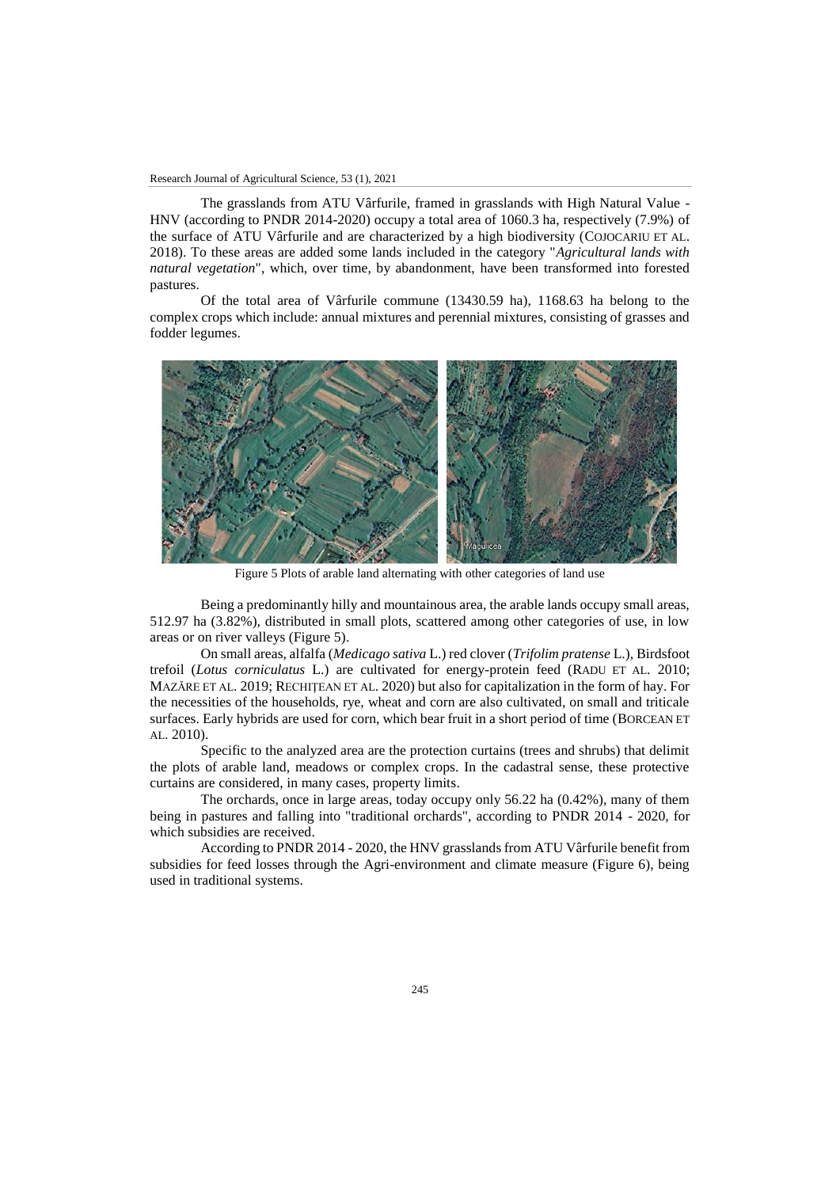The grasslands from ATU Vârfurile, framed in grasslands with High Natural Value - HNV (according to PNDR 2014-2020) occupy a total area of 1060.3 ha, respectively (7.9%) of the surface of ATU Vârfurile and are characterized by a high biodiversity (COJOCARIU ET AL. 2018). To these areas are added some lands included in the category "*Agricultural lands with natural vegetation*", which, over time, by abandonment, have been transformed into forested pastures.

Of the total area of Vârfurile commune (13430.59 ha), 1168.63 ha belong to the complex crops which include: annual mixtures and perennial mixtures, consisting of grasses and fodder legumes.

Figure 5 Plots of arable land alternating with other categories of land use

Being a predominantly hilly and mountainous area, the arable lands occupy small areas, 512.97 ha (3.82%), distributed in small plots, scattered among other categories of use, in low areas or on river valleys (Figure 5).

On small areas, alfalfa (*Medicago sativa* L.) red clover (*Trifolim pratense* L.), Birdsfoot trefoil (*Lotus corniculatus* L.) are cultivated for energy-protein feed (RADU ET AL. 2010; MAZĂRE ET AL. 2019; RECHIȚEAN ET AL. 2020) but also for capitalization in the form of hay. For the necessities of the households, rye, wheat and corn are also cultivated, on small and triticale surfaces. Early hybrids are used for corn, which bear fruit in a short period of time (BORCEAN ET AL. 2010).

Specific to the analyzed area are the protection curtains (trees and shrubs) that delimit the plots of arable land, meadows or complex crops. In the cadastral sense, these protective curtains are considered, in many cases, property limits.

The orchards, once in large areas, today occupy only 56.22 ha (0.42%), many of them being in pastures and falling into "traditional orchards", according to PNDR 2014 - 2020, for which subsidies are received.

According to PNDR 2014 - 2020, the HNV grasslands from ATU Vârfurile benefit from subsidies for feed losses through the Agri-environment and climate measure (Figure 6), being used in traditional systems.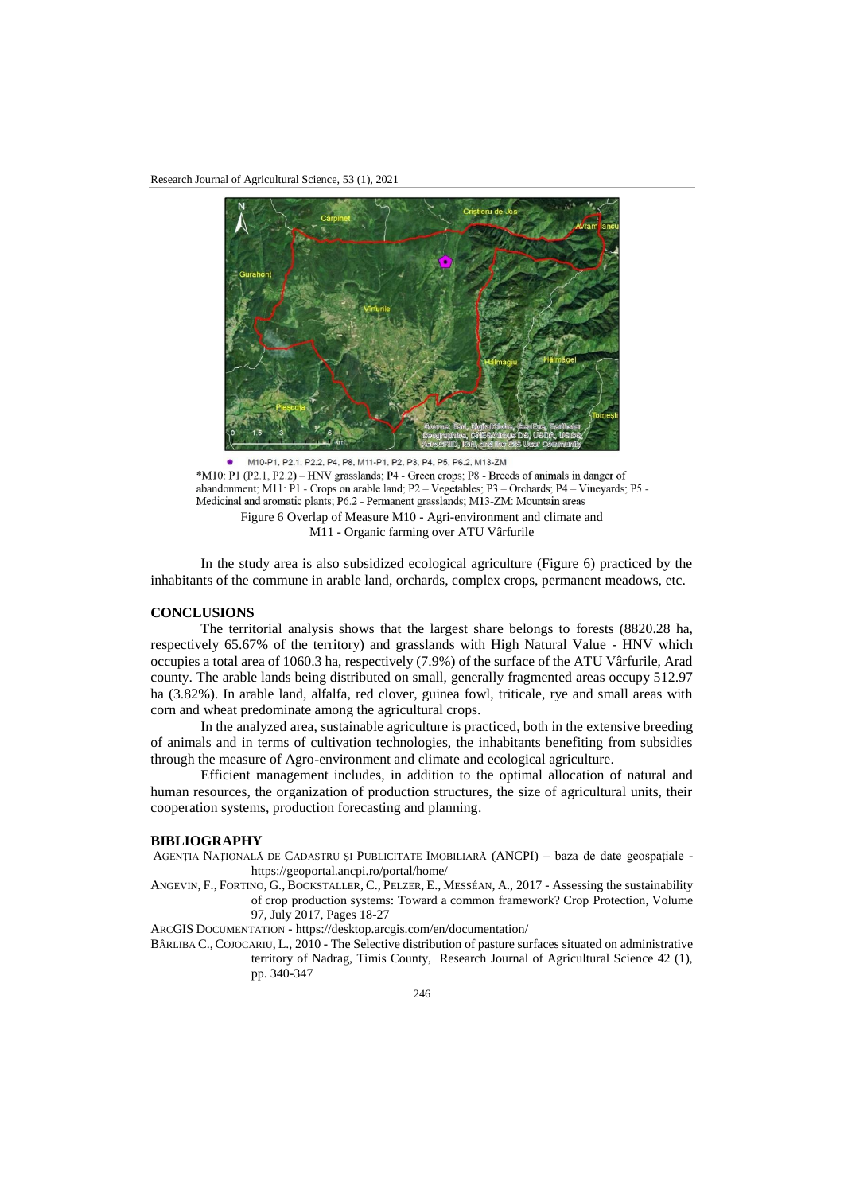M10-P1, P2.1, P2.2, P4, P8, M11-P1, P2, P3, P4, P5, P6.2, M13-ZM

*M10: P1 (P2.1, P2.2) – HNV grasslands; P4 - Green crops; P8 - Breeds of animals in danger of abandonment; M11: P1 - Crops on arable land; P2 – Vegetables; P3 – Orchards; P4 – Vineyards; P5 - Medicinal and aromatic plants; P6.2 - Permanent grasslands; M13-ZM: Mountain areas

Figure 6 Overlap of Measure M10 - Agri-environment and climate and M11 - Organic farming over ATU Vârfurile

In the study area is also subsidized ecological agriculture (Figure 6) practiced by the inhabitants of the commune in arable land, orchards, complex crops, permanent meadows, etc.

## CONCLUSIONS

The territorial analysis shows that the largest share belongs to forests (8820.28 ha, respectively 65.67% of the territory) and grasslands with High Natural Value - HNV which occupies a total area of 1060.3 ha, respectively (7.9%) of the surface of the ATU Vârfurile, Arad county. The arable lands being distributed on small, generally fragmented areas occupy 512.97 ha (3.82%). In arable land, alfalfa, red clover, guinea fowl, triticale, rye and small areas with corn and wheat predominate among the agricultural crops.

In the analyzed area, sustainable agriculture is practiced, both in the extensive breeding of animals and in terms of cultivation technologies, the inhabitants benefiting from subsidies through the measure of Agro-environment and climate and ecological agriculture.

Efficient management includes, in addition to the optimal allocation of natural and human resources, the organization of production structures, the size of agricultural units, their cooperation systems, production forecasting and planning.

## BIBLIOGRAPHY

AGENȚIA NAȚIONALĂ DE CADASTRU ȘI PUBLICITATE IMOBILIARĂ (ANCPI) – baza de date geospațiale - https://geoportal.ancpi.ro/portal/home/

ANGEVIN, F., FORTINO, G., BOCKSTALLER, C., PELZER, E., MESSÉAN, A., 2017 - Assessing the sustainability of crop production systems: Toward a common framework? Crop Protection, Volume 97, July 2017, Pages 18-27

ARCGIS DOCUMENTATION - https://desktop.arcgis.com/en/documentation/

BÂRLIBA C., COJOCARIU, L., 2010 - The Selective distribution of pasture surfaces situated on administrative territory of Nadrag, Timis County, Research Journal of Agricultural Science 42 (1), pp. 340-347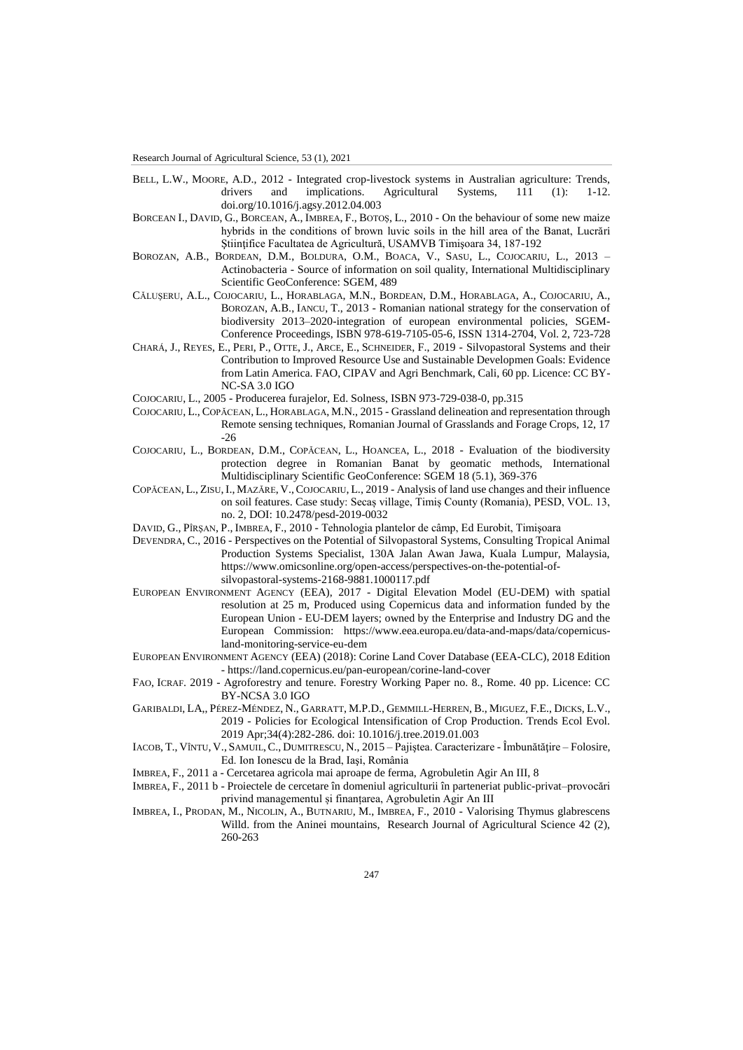BELL, L.W., MOORE, A.D., 2012 - Integrated crop-livestock systems in Australian agriculture: Trends, drivers and implications. Agricultural Systems, 111 (1): 1-12. doi.org/10.1016/j.agsy.2012.04.003

BORCEAN I., DAVID, G., BORCEAN, A., IMBREA, F., BOTOȘ, L., 2010 - On the behaviour of some new maize hybrids in the conditions of brown luvic soils in the hill area of the Banat, Lucrări Ştiinţifice Facultatea de Agricultură, USAMVB Timişoara 34, 187-192

BOROZAN, A.B., BORDEAN, D.M., BOLDURA, O.M., BOACA, V., SASU, L., COJOCARIU, L., 2013 – Actinobacteria - Source of information on soil quality, International Multidisciplinary Scientific GeoConference: SGEM, 489

CĂLUȘERU, A.L., COJOCARIU, L., HORABLAGA, M.N., BORDEAN, D.M., HORABLAGA, A., COJOCARIU, A., BOROZAN, A.B., IANCU, T., 2013 - Romanian national strategy for the conservation of biodiversity 2013–2020-integration of european environmental policies, SGEM-Conference Proceedings, ISBN 978-619-7105-05-6, ISSN 1314-2704, Vol. 2, 723-728

CHARÁ, J., REYES, E., PERI, P., OTTE, J., ARCE, E., SCHNEIDER, F., 2019 - Silvopastoral Systems and their Contribution to Improved Resource Use and Sustainable Developmen Goals: Evidence from Latin America. FAO, CIPAV and Agri Benchmark, Cali, 60 pp. Licence: CC BY-NC-SA 3.0 IGO

COJOCARIU, L., 2005 - Producerea furajelor, Ed. Solness, ISBN 973-729-038-0, pp.315

COJOCARIU, L., COPĂCEAN, L., HORABLAGA, M.N., 2015 - Grassland delineation and representation through Remote sensing techniques, Romanian Journal of Grasslands and Forage Crops, 12, 17 -26

COJOCARIU, L., BORDEAN, D.M., COPĂCEAN, L., HOANCEA, L., 2018 - Evaluation of the biodiversity protection degree in Romanian Banat by geomatic methods, International Multidisciplinary Scientific GeoConference: SGEM 18 (5.1), 369-376

COPĂCEAN, L., ZISU, I., MAZĂRE, V., COJOCARIU, L., 2019 - Analysis of land use changes and their influence on soil features. Case study: Secaș village, Timiș County (Romania), PESD, VOL. 13, no. 2, DOI: 10.2478/pesd-2019-0032

DAVID, G., PÎRȘAN, P., IMBREA, F., 2010 - Tehnologia plantelor de câmp, Ed Eurobit, Timişoara

DEVENDRA, C., 2016 - Perspectives on the Potential of Silvopastoral Systems, Consulting Tropical Animal Production Systems Specialist, 130A Jalan Awan Jawa, Kuala Lumpur, Malaysia, https://www.omicsonline.org/open-access/perspectives-on-the-potential-of-silvopastoral-systems-2168-9881.1000117.pdf

EUROPEAN ENVIRONMENT AGENCY (EEA), 2017 - Digital Elevation Model (EU-DEM) with spatial resolution at 25 m, Produced using Copernicus data and information funded by the European Union - EU-DEM layers; owned by the Enterprise and Industry DG and the European Commission: https://www.eea.europa.eu/data-and-maps/data/copernicus-land-monitoring-service-eu-dem

EUROPEAN ENVIRONMENT AGENCY (EEA) (2018): Corine Land Cover Database (EEA-CLC), 2018 Edition - https://land.copernicus.eu/pan-european/corine-land-cover

FAO, ICRAF. 2019 - Agroforestry and tenure. Forestry Working Paper no. 8., Rome. 40 pp. Licence: CC BY-NCSA 3.0 IGO

GARIBALDI, LA,, PÉREZ-MÉNDEZ, N., GARRATT, M.P.D., GEMMILL-HERREN, B., MIGUEZ, F.E., DICKS, L.V., 2019 - Policies for Ecological Intensification of Crop Production. Trends Ecol Evol. 2019 Apr;34(4):282-286. doi: 10.1016/j.tree.2019.01.003

IACOB, T., VÎNTU, V., SAMUIL, C., DUMITRESCU, N., 2015 – Pajiştea. Caracterizare - Îmbunătăţire – Folosire, Ed. Ion Ionescu de la Brad, Iaşi, România

IMBREA, F., 2011 a - Cercetarea agricola mai aproape de ferma, Agrobuletin Agir An III, 8

IMBREA, F., 2011 b - Proiectele de cercetare în domeniul agriculturii în parteneriat public-privat–provocări privind managementul și finanțarea, Agrobuletin Agir An III

IMBREA, I., PRODAN, M., NICOLIN, A., BUTNARIU, M., IMBREA, F., 2010 - Valorising Thymus glabrescens Willd. from the Aninei mountains, Research Journal of Agricultural Science 42 (2), 260-263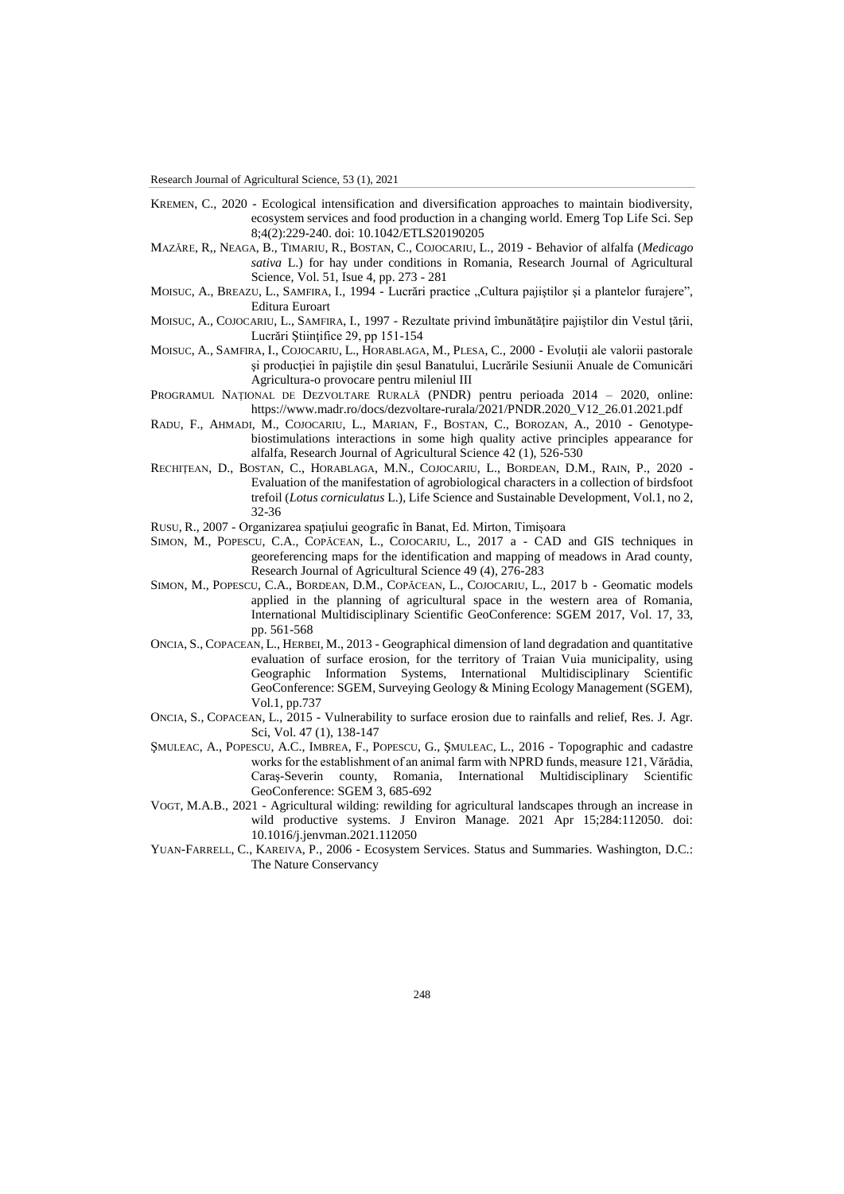KREMEN, C., 2020 - Ecological intensification and diversification approaches to maintain biodiversity, ecosystem services and food production in a changing world. Emerg Top Life Sci. Sep 8;4(2):229-240. doi: 10.1042/ETLS20190205

MAZĂRE, R,, NEAGA, B., TIMARIU, R., BOSTAN, C., COJOCARIU, L., 2019 - Behavior of alfalfa (*Medicago sativa* L.) for hay under conditions in Romania, Research Journal of Agricultural Science, Vol. 51, Isue 4, pp. 273 - 281

MOISUC, A., BREAZU, L., SAMFIRA, I., 1994 - Lucrări practice „Cultura pajiştilor şi a plantelor furajere", Editura Euroart

MOISUC, A., COJOCARIU, L., SAMFIRA, I., 1997 - Rezultate privind îmbunătăţire pajiştilor din Vestul ţării, Lucrări Ştiinţifice 29, pp 151-154

MOISUC, A., SAMFIRA, I., COJOCARIU, L., HORABLAGA, M., PLESA, C., 2000 - Evoluţii ale valorii pastorale şi producţiei în pajiştile din şesul Banatului, Lucrările Sesiunii Anuale de Comunicări Agricultura-o provocare pentru mileniul III

PROGRAMUL NAŢIONAL DE DEZVOLTARE RURALĂ (PNDR) pentru perioada 2014 – 2020, online: https://www.madr.ro/docs/dezvoltare-rurala/2021/PNDR.2020_V12_26.01.2021.pdf

RADU, F., AHMADI, M., COJOCARIU, L., MARIAN, F., BOSTAN, C., BOROZAN, A., 2010 - Genotype-biostimulations interactions in some high quality active principles appearance for alfalfa, Research Journal of Agricultural Science 42 (1), 526-530

RECHIŢEAN, D., BOSTAN, C., HORABLAGA, M.N., COJOCARIU, L., BORDEAN, D.M., RAIN, P., 2020 - Evaluation of the manifestation of agrobiological characters in a collection of birdsfoot trefoil (*Lotus corniculatus* L.), Life Science and Sustainable Development, Vol.1, no 2, 32-36

RUSU, R., 2007 - Organizarea spaţiului geografic în Banat, Ed. Mirton, Timişoara

SIMON, M., POPESCU, C.A., COPĂCEAN, L., COJOCARIU, L., 2017 a - CAD and GIS techniques in georeferencing maps for the identification and mapping of meadows in Arad county, Research Journal of Agricultural Science 49 (4), 276-283

SIMON, M., POPESCU, C.A., BORDEAN, D.M., COPĂCEAN, L., COJOCARIU, L., 2017 b - Geomatic models applied in the planning of agricultural space in the western area of Romania, International Multidisciplinary Scientific GeoConference: SGEM 2017, Vol. 17, 33, pp. 561-568

ONCIA, S., COPACEAN, L., HERBEI, M., 2013 - Geographical dimension of land degradation and quantitative evaluation of surface erosion, for the territory of Traian Vuia municipality, using Geographic Information Systems, International Multidisciplinary Scientific GeoConference: SGEM, Surveying Geology & Mining Ecology Management (SGEM), Vol.1, pp.737

ONCIA, S., COPACEAN, L., 2015 - Vulnerability to surface erosion due to rainfalls and relief, Res. J. Agr. Sci, Vol. 47 (1), 138-147

ŞMULEAC, A., POPESCU, A.C., IMBREA, F., POPESCU, G., ŞMULEAC, L., 2016 - Topographic and cadastre works for the establishment of an animal farm with NPRD funds, measure 121, Vărădia, Caraş-Severin county, Romania, International Multidisciplinary Scientific GeoConference: SGEM 3, 685-692

VOGT, M.A.B., 2021 - Agricultural wilding: rewilding for agricultural landscapes through an increase in wild productive systems. J Environ Manage. 2021 Apr 15;284:112050. doi: 10.1016/j.jenvman.2021.112050

YUAN-FARRELL, C., KAREIVA, P., 2006 - Ecosystem Services. Status and Summaries. Washington, D.C.: The Nature Conservancy